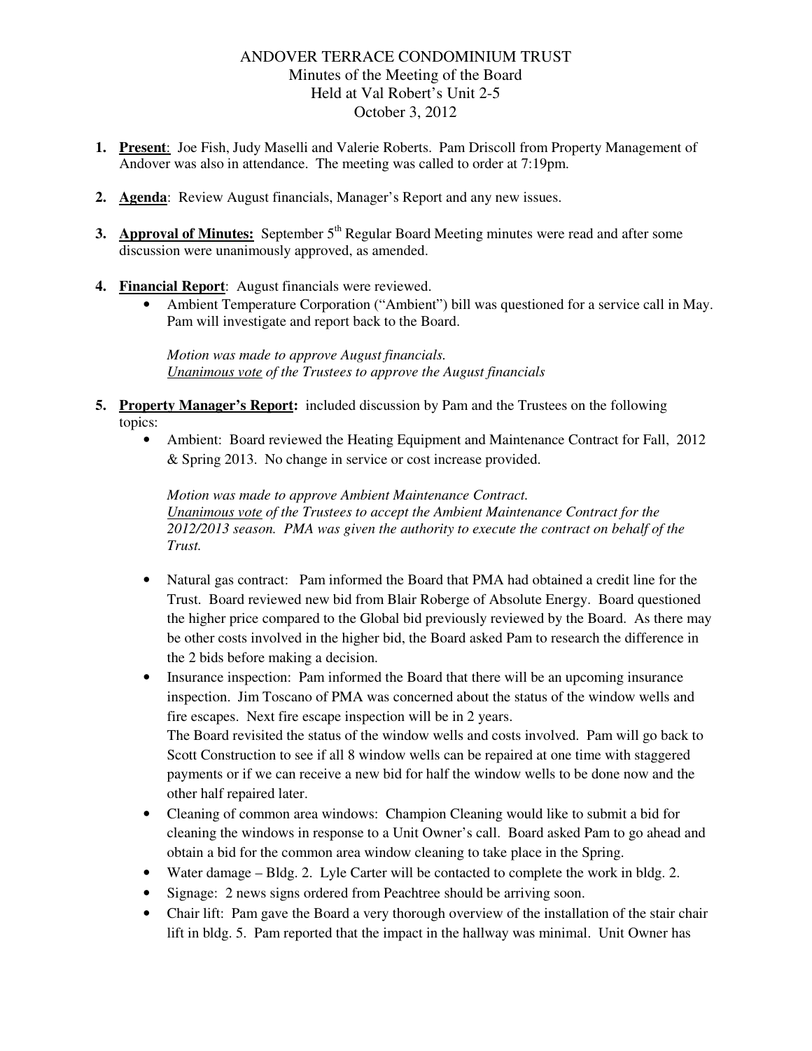# ANDOVER TERRACE CONDOMINIUM TRUST

Minutes of the Meeting of the Board
Held at Val Robert's Unit 2-5
October 3, 2012

1. **Present**: Joe Fish, Judy Maselli and Valerie Roberts. Pam Driscoll from Property Management of Andover was also in attendance. The meeting was called to order at 7:19pm.

2. **Agenda**: Review August financials, Manager's Report and any new issues.

3. **Approval of Minutes:** September 5th Regular Board Meeting minutes were read and after some discussion were unanimously approved, as amended.

4. **Financial Report**: August financials were reviewed.
   - Ambient Temperature Corporation ("Ambient") bill was questioned for a service call in May. Pam will investigate and report back to the Board.

   *Motion was made to approve August financials.*
   *Unanimous vote of the Trustees to approve the August financials*

5. **Property Manager's Report:** included discussion by Pam and the Trustees on the following topics:
   - Ambient: Board reviewed the Heating Equipment and Maintenance Contract for Fall, 2012 & Spring 2013. No change in service or cost increase provided.

     *Motion was made to approve Ambient Maintenance Contract.*
     *Unanimous vote of the Trustees to accept the Ambient Maintenance Contract for the 2012/2013 season. PMA was given the authority to execute the contract on behalf of the Trust.*

   - Natural gas contract: Pam informed the Board that PMA had obtained a credit line for the Trust. Board reviewed new bid from Blair Roberge of Absolute Energy. Board questioned the higher price compared to the Global bid previously reviewed by the Board. As there may be other costs involved in the higher bid, the Board asked Pam to research the difference in the 2 bids before making a decision.
   - Insurance inspection: Pam informed the Board that there will be an upcoming insurance inspection. Jim Toscano of PMA was concerned about the status of the window wells and fire escapes. Next fire escape inspection will be in 2 years.
     The Board revisited the status of the window wells and costs involved. Pam will go back to Scott Construction to see if all 8 window wells can be repaired at one time with staggered payments or if we can receive a new bid for half the window wells to be done now and the other half repaired later.
   - Cleaning of common area windows: Champion Cleaning would like to submit a bid for cleaning the windows in response to a Unit Owner's call. Board asked Pam to go ahead and obtain a bid for the common area window cleaning to take place in the Spring.
   - Water damage – Bldg. 2. Lyle Carter will be contacted to complete the work in bldg. 2.
   - Signage: 2 news signs ordered from Peachtree should be arriving soon.
   - Chair lift: Pam gave the Board a very thorough overview of the installation of the stair chair lift in bldg. 5. Pam reported that the impact in the hallway was minimal. Unit Owner has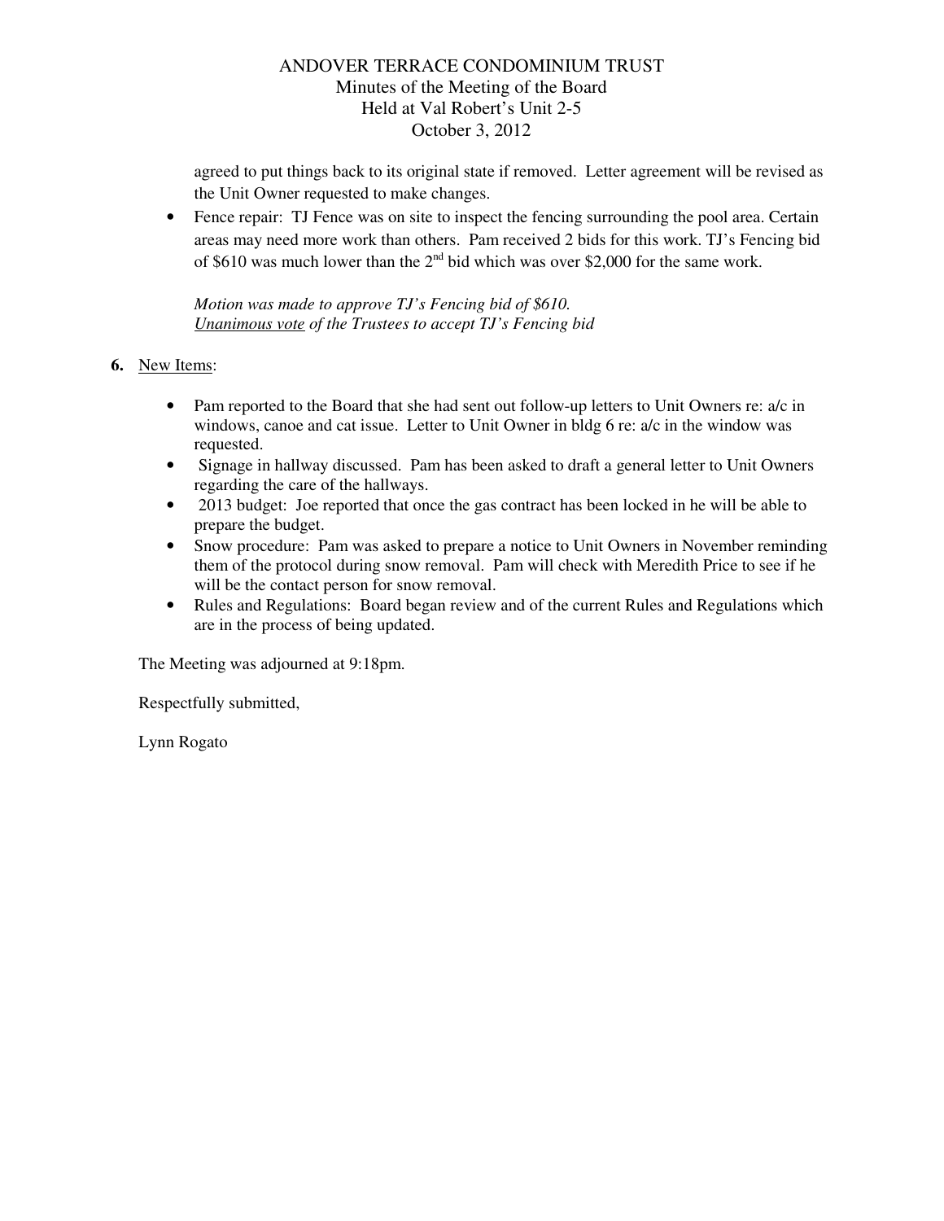agreed to put things back to its original state if removed. Letter agreement will be revised as the Unit Owner requested to make changes.

- Fence repair: TJ Fence was on site to inspect the fencing surrounding the pool area. Certain areas may need more work than others. Pam received 2 bids for this work. TJ's Fencing bid of $610 was much lower than the 2nd bid which was over $2,000 for the same work.

  *Motion was made to approve TJ's Fencing bid of $610.*
  *Unanimous vote of the Trustees to accept TJ's Fencing bid*

**6.** New Items:

- Pam reported to the Board that she had sent out follow-up letters to Unit Owners re: a/c in windows, canoe and cat issue. Letter to Unit Owner in bldg 6 re: a/c in the window was requested.
- Signage in hallway discussed. Pam has been asked to draft a general letter to Unit Owners regarding the care of the hallways.
- 2013 budget: Joe reported that once the gas contract has been locked in he will be able to prepare the budget.
- Snow procedure: Pam was asked to prepare a notice to Unit Owners in November reminding them of the protocol during snow removal. Pam will check with Meredith Price to see if he will be the contact person for snow removal.
- Rules and Regulations: Board began review and of the current Rules and Regulations which are in the process of being updated.

The Meeting was adjourned at 9:18pm.

Respectfully submitted,

Lynn Rogato